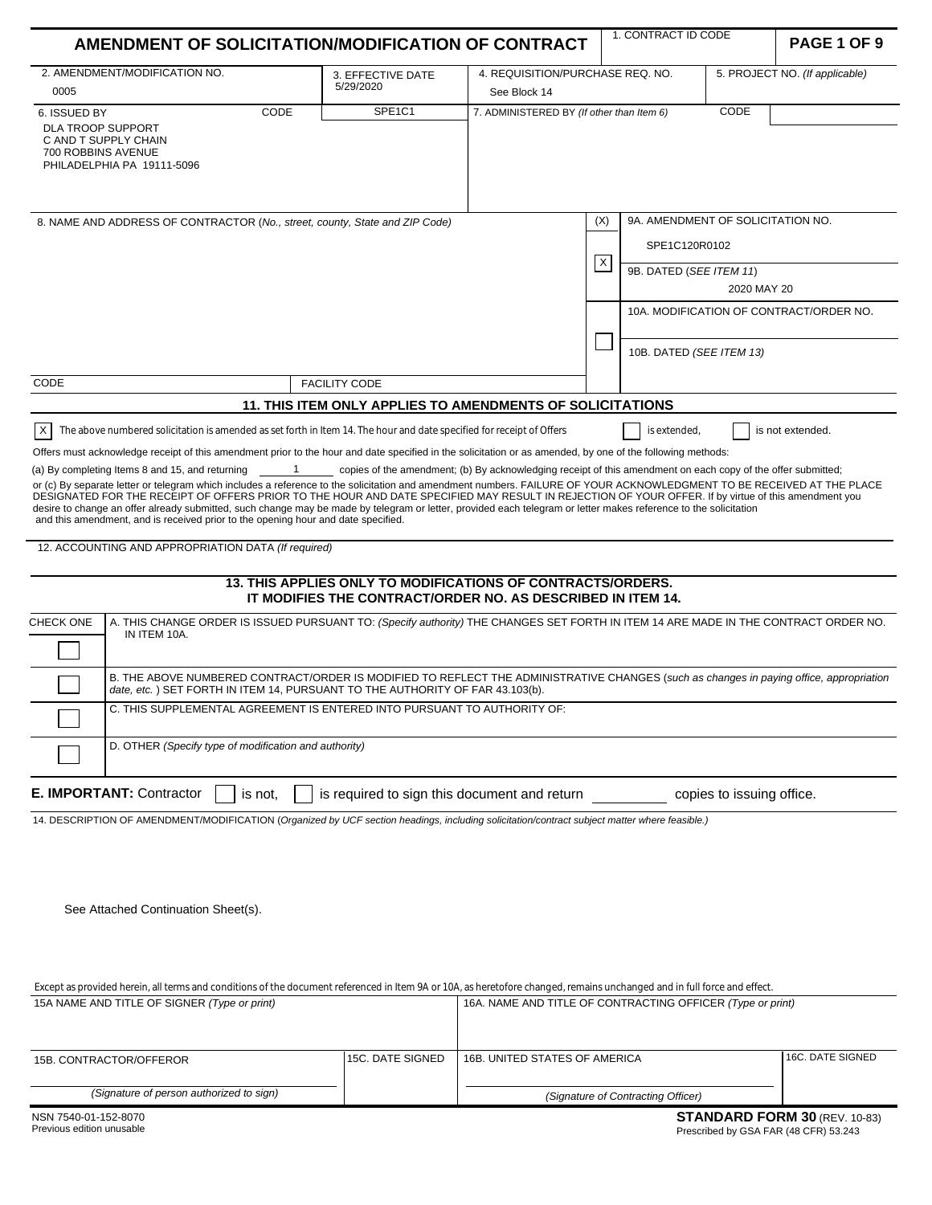# AMENDMENT OF SOLICITATION/MODIFICATION OF CONTRACT

| 1. CONTRACT ID CODE | PAGE 1 OF 9 |
|---|---|
| | |

| 2. AMENDMENT/MODIFICATION NO. | 3. EFFECTIVE DATE | 4. REQUISITION/PURCHASE REQ. NO. | 5. PROJECT NO. *(If applicable)* |
|---|---|---|---|
| 0005 | 5/29/2020 | See Block 14 | |

| 6. ISSUED BY | CODE | 7. ADMINISTERED BY *(If other than Item 6)* | CODE |
|---|---|---|---|
| DLA TROOP SUPPORT<br>C AND T SUPPLY CHAIN<br>700 ROBBINS AVENUE<br>PHILADELPHIA PA 19111-5096 | SPE1C1 | | |

| 8. NAME AND ADDRESS OF CONTRACTOR (*No., street, county, State and ZIP Code*) | (X) | |
|---|---|---|
| | | 9A. AMENDMENT OF SOLICITATION NO.<br>SPE1C120R0102 |
| | X | 9B. DATED (*SEE ITEM 11*)<br>2020 MAY 20 |
| | | 10A. MODIFICATION OF CONTRACT/ORDER NO. |
| | ☐ | 10B. DATED (*SEE ITEM 13*) |
| CODE / FACILITY CODE | | |

## 11. THIS ITEM ONLY APPLIES TO AMENDMENTS OF SOLICITATIONS

[X] The above numbered solicitation is amended as set forth in Item 14. The hour and date specified for receipt of Offers [ ] is extended, [ ] is not extended.

Offers must acknowledge receipt of this amendment prior to the hour and date specified in the solicitation or as amended, by one of the following methods:

(a) By completing Items 8 and 15, and returning 1 copies of the amendment; (b) By acknowledging receipt of this amendment on each copy of the offer submitted; or (c) By separate letter or telegram which includes a reference to the solicitation and amendment numbers. FAILURE OF YOUR ACKNOWLEDGMENT TO BE RECEIVED AT THE PLACE DESIGNATED FOR THE RECEIPT OF OFFERS PRIOR TO THE HOUR AND DATE SPECIFIED MAY RESULT IN REJECTION OF YOUR OFFER. If by virtue of this amendment you desire to change an offer already submitted, such change may be made by telegram or letter, provided each telegram or letter makes reference to the solicitation and this amendment, and is received prior to the opening hour and date specified.

12. ACCOUNTING AND APPROPRIATION DATA *(If required)*

## 13. THIS APPLIES ONLY TO MODIFICATIONS OF CONTRACTS/ORDERS. IT MODIFIES THE CONTRACT/ORDER NO. AS DESCRIBED IN ITEM 14.

| CHECK ONE | |
|---|---|
| ☐ | A. THIS CHANGE ORDER IS ISSUED PURSUANT TO: *(Specify authority)* THE CHANGES SET FORTH IN ITEM 14 ARE MADE IN THE CONTRACT ORDER NO. IN ITEM 10A. |
| ☐ | B. THE ABOVE NUMBERED CONTRACT/ORDER IS MODIFIED TO REFLECT THE ADMINISTRATIVE CHANGES (*such as changes in paying office, appropriation date, etc.* ) SET FORTH IN ITEM 14, PURSUANT TO THE AUTHORITY OF FAR 43.103(b). |
| ☐ | C. THIS SUPPLEMENTAL AGREEMENT IS ENTERED INTO PURSUANT TO AUTHORITY OF: |
| ☐ | D. OTHER *(Specify type of modification and authority)* |

**E. IMPORTANT:** Contractor [ ] is not, [ ] is required to sign this document and return ______ copies to issuing office.

14. DESCRIPTION OF AMENDMENT/MODIFICATION (*Organized by UCF section headings, including solicitation/contract subject matter where feasible.)*

See Attached Continuation Sheet(s).

Except as provided herein, all terms and conditions of the document referenced in Item 9A or 10A, as heretofore changed, remains unchanged and in full force and effect.

| 15A NAME AND TITLE OF SIGNER *(Type or print)* | | 16A. NAME AND TITLE OF CONTRACTING OFFICER *(Type or print)* | |
|---|---|---|---|
| 15B. CONTRACTOR/OFFEROR<br>*(Signature of person authorized to sign)* | 15C. DATE SIGNED | 16B. UNITED STATES OF AMERICA<br>*(Signature of Contracting Officer)* | 16C. DATE SIGNED |

NSN 7540-01-152-8070
Previous edition unusable

**STANDARD FORM 30** (REV. 10-83)
Prescribed by GSA FAR (48 CFR) 53.243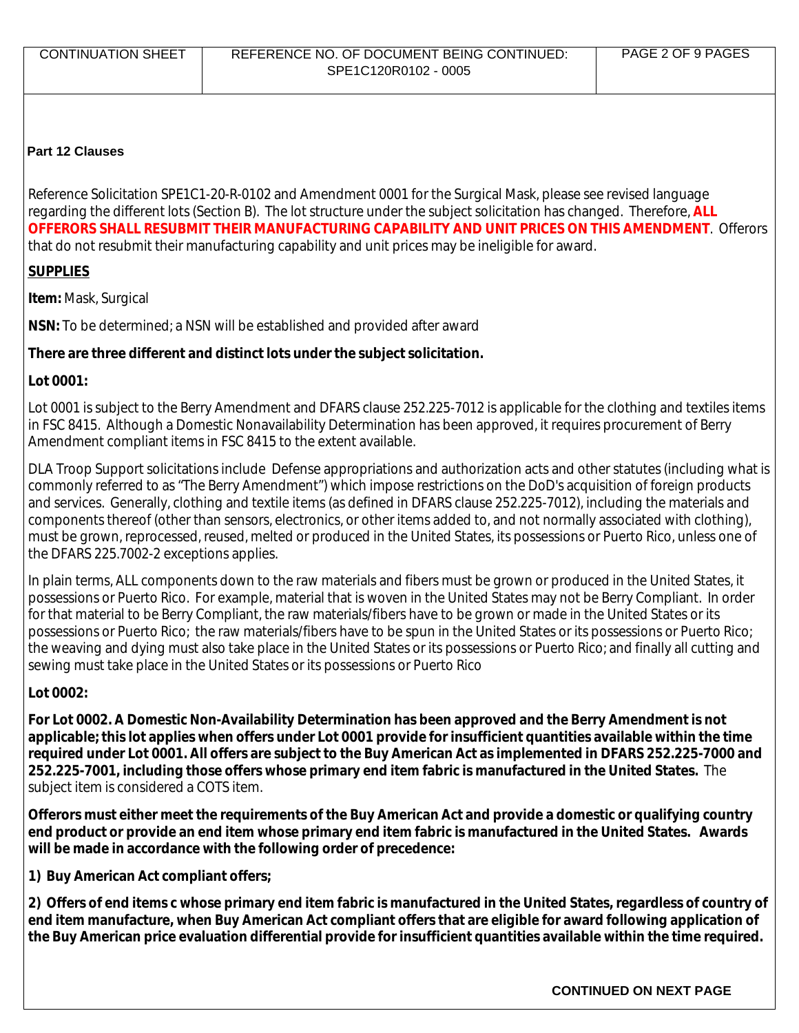| CONTINUATION SHEET | REFERENCE NO. OF DOCUMENT BEING CONTINUED: SPE1C120R0102 - 0005 | PAGE 2 OF 9 PAGES |
|---|---|---|

**Part 12 Clauses**

Reference Solicitation SPE1C1-20-R-0102 and Amendment 0001 for the Surgical Mask, please see revised language regarding the different lots (Section B). The lot structure under the subject solicitation has changed. Therefore, **ALL OFFERORS SHALL RESUBMIT THEIR MANUFACTURING CAPABILITY AND UNIT PRICES ON THIS AMENDMENT**. Offerors that do not resubmit their manufacturing capability and unit prices may be ineligible for award.

**SUPPLIES**

**Item:** Mask, Surgical

**NSN:** To be determined; a NSN will be established and provided after award

**There are three different and distinct lots under the subject solicitation.**

**Lot 0001:**

Lot 0001 is subject to the Berry Amendment and DFARS clause 252.225-7012 is applicable for the clothing and textiles items in FSC 8415. Although a Domestic Nonavailability Determination has been approved, it requires procurement of Berry Amendment compliant items in FSC 8415 to the extent available.

DLA Troop Support solicitations include Defense appropriations and authorization acts and other statutes (including what is commonly referred to as "The Berry Amendment") which impose restrictions on the DoD's acquisition of foreign products and services. Generally, clothing and textile items (as defined in DFARS clause 252.225-7012), including the materials and components thereof (other than sensors, electronics, or other items added to, and not normally associated with clothing), must be grown, reprocessed, reused, melted or produced in the United States, its possessions or Puerto Rico, unless one of the DFARS 225.7002-2 exceptions applies.

In plain terms, ALL components down to the raw materials and fibers must be grown or produced in the United States, it possessions or Puerto Rico. For example, material that is woven in the United States may not be Berry Compliant. In order for that material to be Berry Compliant, the raw materials/fibers have to be grown or made in the United States or its possessions or Puerto Rico; the raw materials/fibers have to be spun in the United States or its possessions or Puerto Rico; the weaving and dying must also take place in the United States or its possessions or Puerto Rico; and finally all cutting and sewing must take place in the United States or its possessions or Puerto Rico

**Lot 0002:**

**For Lot 0002. A Domestic Non-Availability Determination has been approved and the Berry Amendment is not applicable; this lot applies when offers under Lot 0001 provide for insufficient quantities available within the time required under Lot 0001. All offers are subject to the Buy American Act as implemented in DFARS 252.225-7000 and 252.225-7001, including those offers whose primary end item fabric is manufactured in the United States.** The subject item is considered a COTS item.

**Offerors must either meet the requirements of the Buy American Act and provide a domestic or qualifying country end product or provide an end item whose primary end item fabric is manufactured in the United States. Awards will be made in accordance with the following order of precedence:**

**1) Buy American Act compliant offers;**

**2) Offers of end items c whose primary end item fabric is manufactured in the United States, regardless of country of end item manufacture, when Buy American Act compliant offers that are eligible for award following application of the Buy American price evaluation differential provide for insufficient quantities available within the time required.**

**CONTINUED ON NEXT PAGE**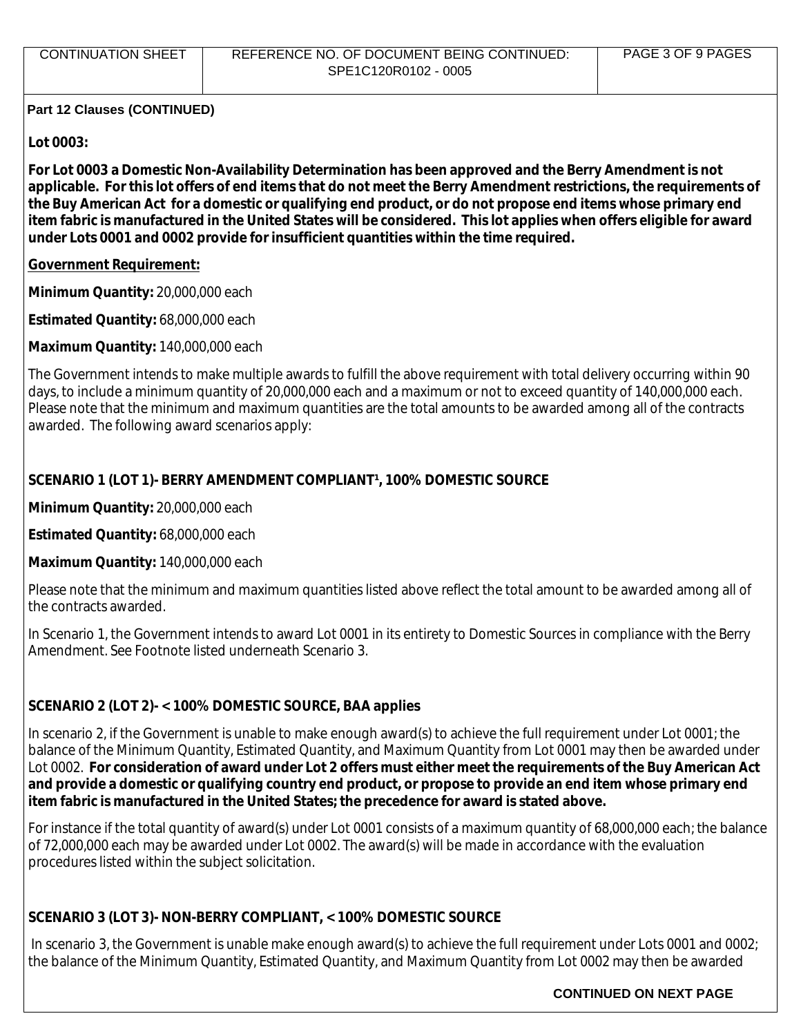**Part 12 Clauses (CONTINUED)**

**Lot 0003:**

**For Lot 0003 a Domestic Non-Availability Determination has been approved and the Berry Amendment is not applicable. For this lot offers of end items that do not meet the Berry Amendment restrictions, the requirements of the Buy American Act for a domestic or qualifying end product, or do not propose end items whose primary end item fabric is manufactured in the United States will be considered. This lot applies when offers eligible for award under Lots 0001 and 0002 provide for insufficient quantities within the time required.**

**Government Requirement:**

**Minimum Quantity:** 20,000,000 each

**Estimated Quantity:** 68,000,000 each

**Maximum Quantity:** 140,000,000 each

The Government intends to make multiple awards to fulfill the above requirement with total delivery occurring within 90 days, to include a minimum quantity of 20,000,000 each and a maximum or not to exceed quantity of 140,000,000 each. Please note that the minimum and maximum quantities are the total amounts to be awarded among all of the contracts awarded. The following award scenarios apply:

**SCENARIO 1 (LOT 1)- BERRY AMENDMENT COMPLIANT[1], 100% DOMESTIC SOURCE**

**Minimum Quantity:** 20,000,000 each

**Estimated Quantity:** 68,000,000 each

**Maximum Quantity:** 140,000,000 each

Please note that the minimum and maximum quantities listed above reflect the total amount to be awarded among all of the contracts awarded.

In Scenario 1, the Government intends to award Lot 0001 in its entirety to Domestic Sources in compliance with the Berry Amendment. See Footnote listed underneath Scenario 3.

**SCENARIO 2 (LOT 2)- < 100% DOMESTIC SOURCE, BAA applies**

In scenario 2, if the Government is unable to make enough award(s) to achieve the full requirement under Lot 0001; the balance of the Minimum Quantity, Estimated Quantity, and Maximum Quantity from Lot 0001 may then be awarded under Lot 0002. **For consideration of award under Lot 2 offers must either meet the requirements of the Buy American Act and provide a domestic or qualifying country end product, or propose to provide an end item whose primary end item fabric is manufactured in the United States; the precedence for award is stated above.**

For instance if the total quantity of award(s) under Lot 0001 consists of a maximum quantity of 68,000,000 each; the balance of 72,000,000 each may be awarded under Lot 0002. The award(s) will be made in accordance with the evaluation procedures listed within the subject solicitation.

**SCENARIO 3 (LOT 3)- NON-BERRY COMPLIANT, < 100% DOMESTIC SOURCE**

In scenario 3, the Government is unable make enough award(s) to achieve the full requirement under Lots 0001 and 0002; the balance of the Minimum Quantity, Estimated Quantity, and Maximum Quantity from Lot 0002 may then be awarded

**CONTINUED ON NEXT PAGE**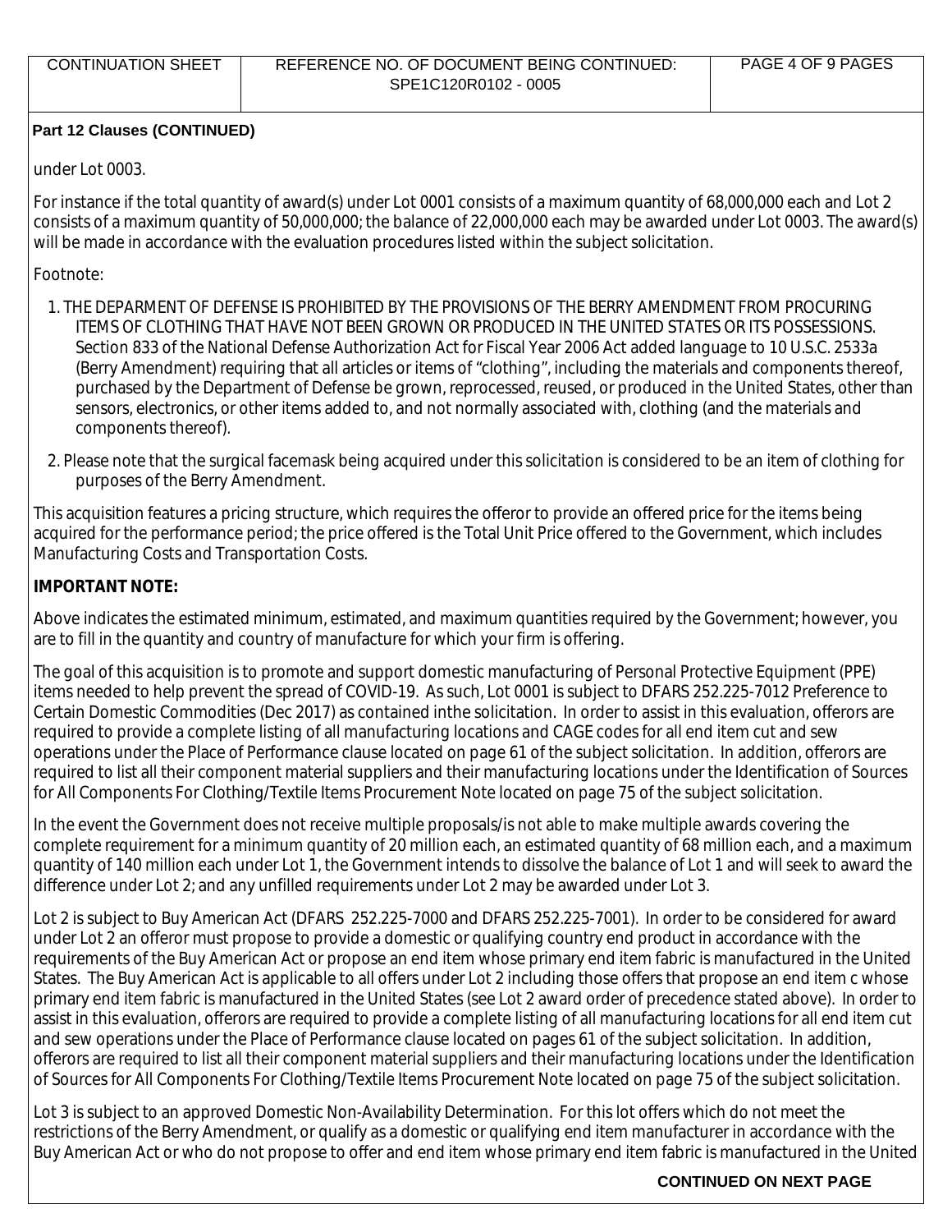**Part 12 Clauses (CONTINUED)**

under Lot 0003.

For instance if the total quantity of award(s) under Lot 0001 consists of a maximum quantity of 68,000,000 each and Lot 2 consists of a maximum quantity of 50,000,000; the balance of 22,000,000 each may be awarded under Lot 0003. The award(s) will be made in accordance with the evaluation procedures listed within the subject solicitation.

Footnote:

1. THE DEPARMENT OF DEFENSE IS PROHIBITED BY THE PROVISIONS OF THE BERRY AMENDMENT FROM PROCURING ITEMS OF CLOTHING THAT HAVE NOT BEEN GROWN OR PRODUCED IN THE UNITED STATES OR ITS POSSESSIONS. Section 833 of the National Defense Authorization Act for Fiscal Year 2006 Act added language to 10 U.S.C. 2533a (Berry Amendment) requiring that all articles or items of "clothing", including the materials and components thereof, purchased by the Department of Defense be grown, reprocessed, reused, or produced in the United States, other than sensors, electronics, or other items added to, and not normally associated with, clothing (and the materials and components thereof).
2. Please note that the surgical facemask being acquired under this solicitation is considered to be an item of clothing for purposes of the Berry Amendment.

This acquisition features a pricing structure, which requires the offeror to provide an offered price for the items being acquired for the performance period; the price offered is the Total Unit Price offered to the Government, which includes Manufacturing Costs and Transportation Costs.

**IMPORTANT NOTE:**

Above indicates the estimated minimum, estimated, and maximum quantities required by the Government; however, you are to fill in the quantity and country of manufacture for which your firm is offering.

The goal of this acquisition is to promote and support domestic manufacturing of Personal Protective Equipment (PPE) items needed to help prevent the spread of COVID-19. As such, Lot 0001 is subject to DFARS 252.225-7012 Preference to Certain Domestic Commodities (Dec 2017) as contained inthe solicitation. In order to assist in this evaluation, offerors are required to provide a complete listing of all manufacturing locations and CAGE codes for all end item cut and sew operations under the Place of Performance clause located on page 61 of the subject solicitation. In addition, offerors are required to list all their component material suppliers and their manufacturing locations under the Identification of Sources for All Components For Clothing/Textile Items Procurement Note located on page 75 of the subject solicitation.

In the event the Government does not receive multiple proposals/is not able to make multiple awards covering the complete requirement for a minimum quantity of 20 million each, an estimated quantity of 68 million each, and a maximum quantity of 140 million each under Lot 1, the Government intends to dissolve the balance of Lot 1 and will seek to award the difference under Lot 2; and any unfilled requirements under Lot 2 may be awarded under Lot 3.

Lot 2 is subject to Buy American Act (DFARS 252.225-7000 and DFARS 252.225-7001). In order to be considered for award under Lot 2 an offeror must propose to provide a domestic or qualifying country end product in accordance with the requirements of the Buy American Act or propose an end item whose primary end item fabric is manufactured in the United States. The Buy American Act is applicable to all offers under Lot 2 including those offers that propose an end item c whose primary end item fabric is manufactured in the United States (see Lot 2 award order of precedence stated above). In order to assist in this evaluation, offerors are required to provide a complete listing of all manufacturing locations for all end item cut and sew operations under the Place of Performance clause located on pages 61 of the subject solicitation. In addition, offerors are required to list all their component material suppliers and their manufacturing locations under the Identification of Sources for All Components For Clothing/Textile Items Procurement Note located on page 75 of the subject solicitation.

Lot 3 is subject to an approved Domestic Non-Availability Determination. For this lot offers which do not meet the restrictions of the Berry Amendment, or qualify as a domestic or qualifying end item manufacturer in accordance with the Buy American Act or who do not propose to offer and end item whose primary end item fabric is manufactured in the United

**CONTINUED ON NEXT PAGE**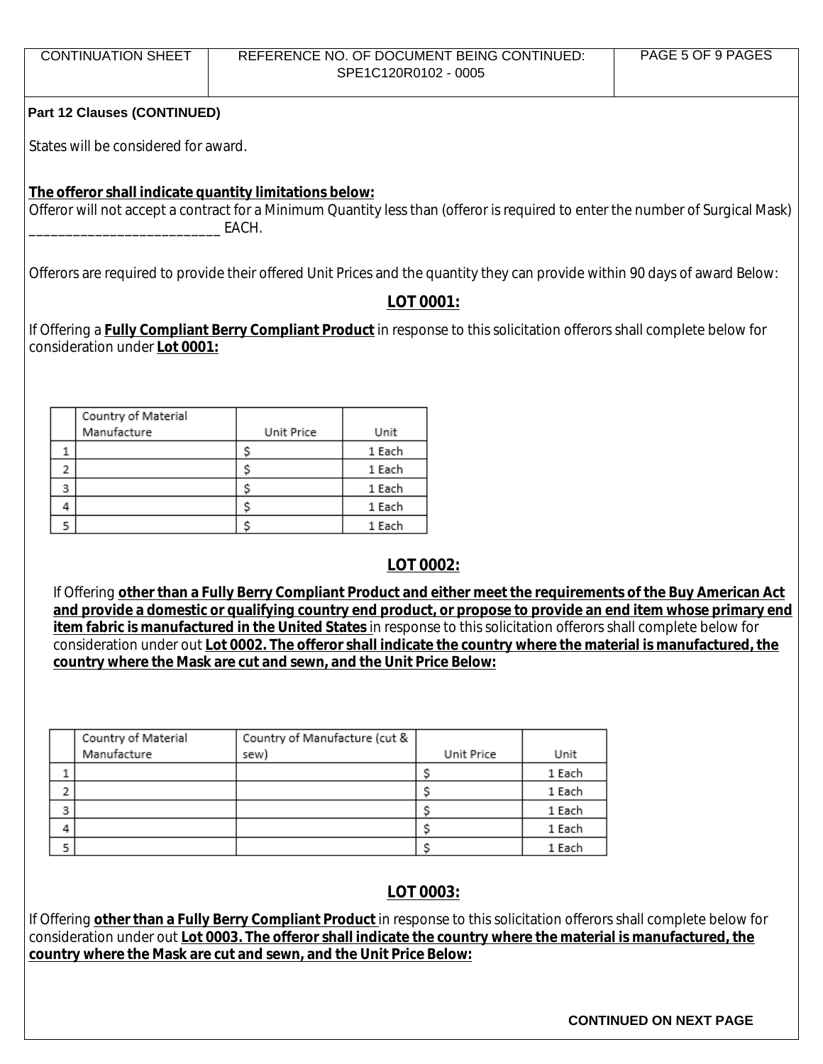**Part 12 Clauses (CONTINUED)**

States will be considered for award.

**The offeror shall indicate quantity limitations below:**
Offeror will not accept a contract for a Minimum Quantity less than (offeror is required to enter the number of Surgical Mask) __________________________ EACH.

Offerors are required to provide their offered Unit Prices and the quantity they can provide within 90 days of award Below:

## LOT 0001:

If Offering a **Fully Compliant Berry Compliant Product** in response to this solicitation offerors shall complete below for consideration under **Lot 0001:**

| | Country of Material Manufacture | Unit Price | Unit |
|---|---|---|---|
| 1 | | $ | 1 Each |
| 2 | | $ | 1 Each |
| 3 | | $ | 1 Each |
| 4 | | $ | 1 Each |
| 5 | | $ | 1 Each |

## LOT 0002:

If Offering **other than a Fully Berry Compliant Product and either meet the requirements of the Buy American Act and provide a domestic or qualifying country end product, or propose to provide an end item whose primary end item fabric is manufactured in the United States** in response to this solicitation offerors shall complete below for consideration under out **Lot 0002. The offeror shall indicate the country where the material is manufactured, the country where the Mask are cut and sewn, and the Unit Price Below:**

| | Country of Material Manufacture | Country of Manufacture (cut & sew) | Unit Price | Unit |
|---|---|---|---|---|
| 1 | | | $ | 1 Each |
| 2 | | | $ | 1 Each |
| 3 | | | $ | 1 Each |
| 4 | | | $ | 1 Each |
| 5 | | | $ | 1 Each |

## LOT 0003:

If Offering **other than a Fully Berry Compliant Product** in response to this solicitation offerors shall complete below for consideration under out **Lot 0003. The offeror shall indicate the country where the material is manufactured, the country where the Mask are cut and sewn, and the Unit Price Below:**

**CONTINUED ON NEXT PAGE**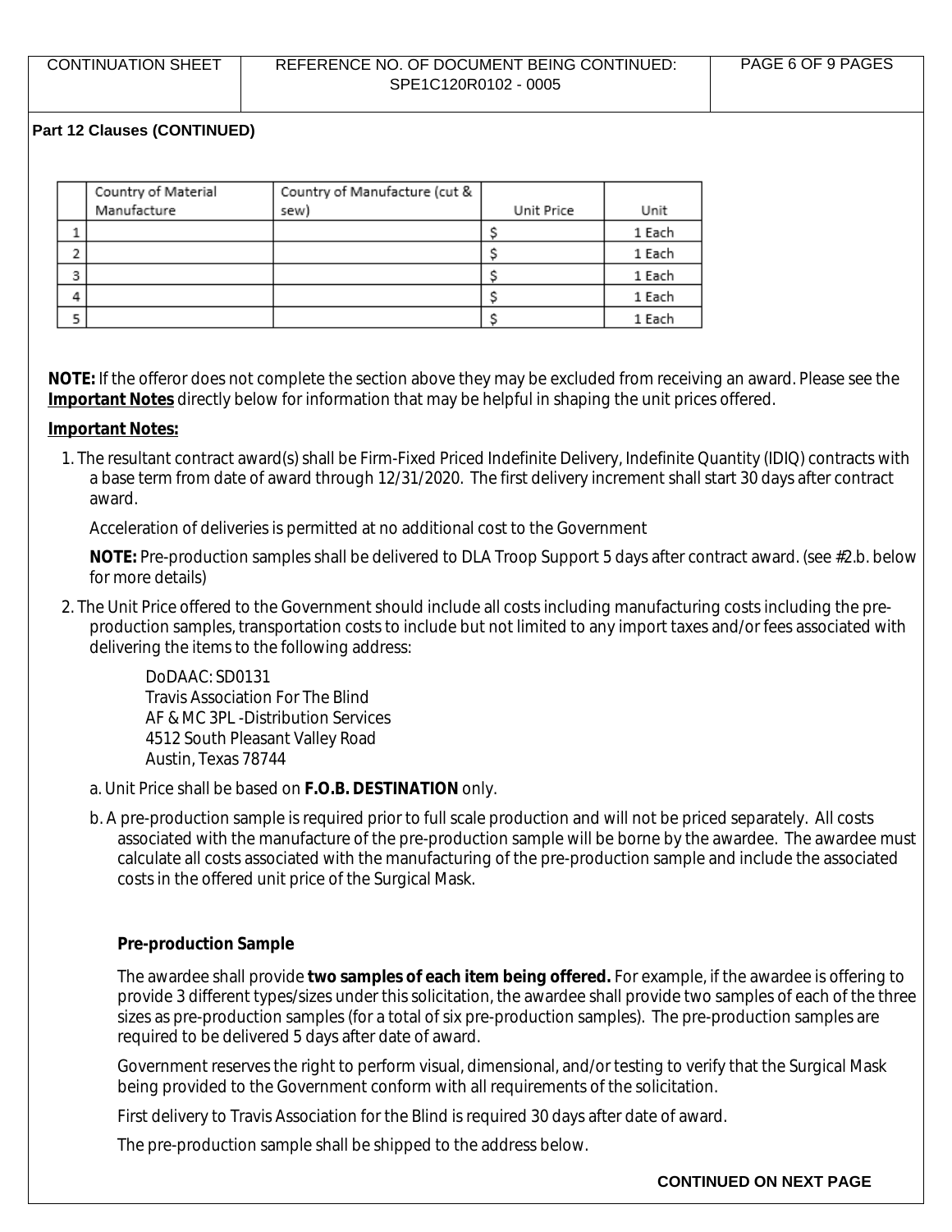**Part 12 Clauses (CONTINUED)**

| | Country of Material Manufacture | Country of Manufacture (cut & sew) | Unit Price | Unit |
|---|---|---|---|---|
| 1 | | | $ | 1 Each |
| 2 | | | $ | 1 Each |
| 3 | | | $ | 1 Each |
| 4 | | | $ | 1 Each |
| 5 | | | $ | 1 Each |

**NOTE:** If the offeror does not complete the section above they may be excluded from receiving an award. Please see the **Important Notes** directly below for information that may be helpful in shaping the unit prices offered.

**Important Notes:**

1. The resultant contract award(s) shall be Firm-Fixed Priced Indefinite Delivery, Indefinite Quantity (IDIQ) contracts with a base term from date of award through 12/31/2020. The first delivery increment shall start 30 days after contract award.

   Acceleration of deliveries is permitted at no additional cost to the Government

   **NOTE:** Pre-production samples shall be delivered to DLA Troop Support 5 days after contract award. (see #2.b. below for more details)

2. The Unit Price offered to the Government should include all costs including manufacturing costs including the pre-production samples, transportation costs to include but not limited to any import taxes and/or fees associated with delivering the items to the following address:

   DoDAAC: SD0131
   Travis Association For The Blind
   AF & MC 3PL -Distribution Services
   4512 South Pleasant Valley Road
   Austin, Texas 78744

   a. Unit Price shall be based on **F.O.B. DESTINATION** only.

   b. A pre-production sample is required prior to full scale production and will not be priced separately. All costs associated with the manufacture of the pre-production sample will be borne by the awardee. The awardee must calculate all costs associated with the manufacturing of the pre-production sample and include the associated costs in the offered unit price of the Surgical Mask.

   **Pre-production Sample**

   The awardee shall provide **two samples of each item being offered.** For example, if the awardee is offering to provide 3 different types/sizes under this solicitation, the awardee shall provide two samples of each of the three sizes as pre-production samples (for a total of six pre-production samples). The pre-production samples are required to be delivered 5 days after date of award.

   Government reserves the right to perform visual, dimensional, and/or testing to verify that the Surgical Mask being provided to the Government conform with all requirements of the solicitation.

   First delivery to Travis Association for the Blind is required 30 days after date of award.

   The pre-production sample shall be shipped to the address below.

**CONTINUED ON NEXT PAGE**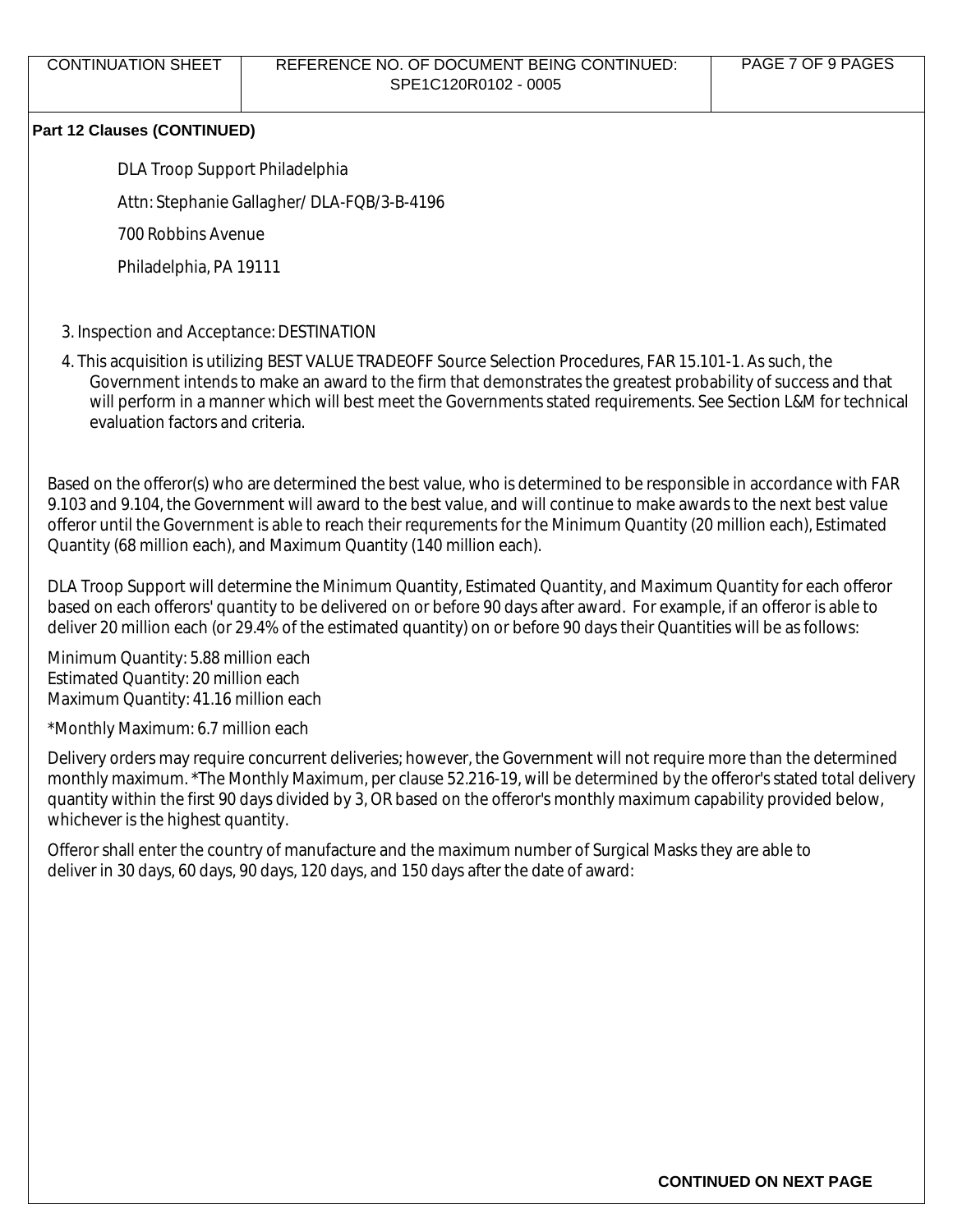**Part 12 Clauses (CONTINUED)**

DLA Troop Support Philadelphia

Attn: Stephanie Gallagher/ DLA-FQB/3-B-4196

700 Robbins Avenue

Philadelphia, PA 19111

3. Inspection and Acceptance: DESTINATION
4. This acquisition is utilizing BEST VALUE TRADEOFF Source Selection Procedures, FAR 15.101-1. As such, the Government intends to make an award to the firm that demonstrates the greatest probability of success and that will perform in a manner which will best meet the Governments stated requirements. See Section L&M for technical evaluation factors and criteria.

Based on the offeror(s) who are determined the best value, who is determined to be responsible in accordance with FAR 9.103 and 9.104, the Government will award to the best value, and will continue to make awards to the next best value offeror until the Government is able to reach their requrements for the Minimum Quantity (20 million each), Estimated Quantity (68 million each), and Maximum Quantity (140 million each).

DLA Troop Support will determine the Minimum Quantity, Estimated Quantity, and Maximum Quantity for each offeror based on each offerors' quantity to be delivered on or before 90 days after award. For example, if an offeror is able to deliver 20 million each (or 29.4% of the estimated quantity) on or before 90 days their Quantities will be as follows:

Minimum Quantity: 5.88 million each
Estimated Quantity: 20 million each
Maximum Quantity: 41.16 million each

*Monthly Maximum: 6.7 million each

Delivery orders may require concurrent deliveries; however, the Government will not require more than the determined monthly maximum. *The Monthly Maximum, per clause 52.216-19, will be determined by the offeror's stated total delivery quantity within the first 90 days divided by 3, OR based on the offeror's monthly maximum capability provided below, whichever is the highest quantity.

Offeror shall enter the country of manufacture and the maximum number of Surgical Masks they are able to deliver in 30 days, 60 days, 90 days, 120 days, and 150 days after the date of award:

**CONTINUED ON NEXT PAGE**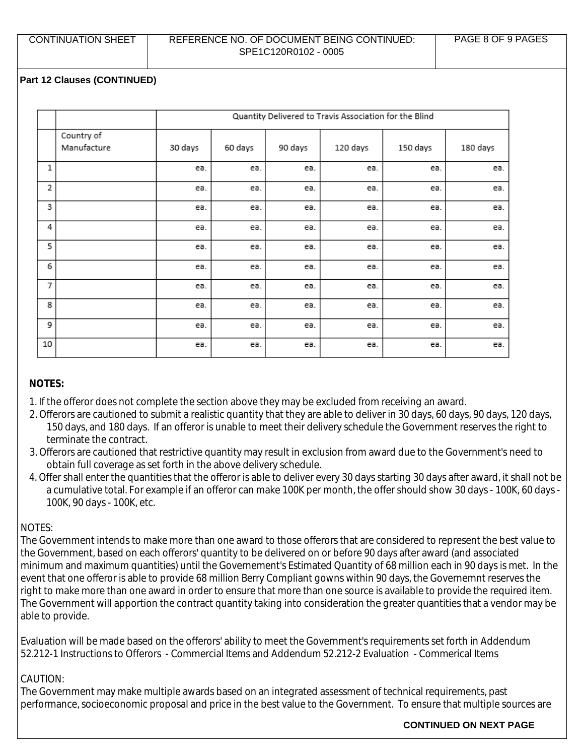| CONTINUATION SHEET | REFERENCE NO. OF DOCUMENT BEING CONTINUED: SPE1C120R0102 - 0005 |
|---|---|

**Part 12 Clauses (CONTINUED)**

| | | Quantity Delivered to Travis Association for the Blind | | | | | |
|---|---|---|---|---|---|---|---|
| | Country of Manufacture | 30 days | 60 days | 90 days | 120 days | 150 days | 180 days |
| 1 | | ea. | ea. | ea. | ea. | ea. | ea. |
| 2 | | ea. | ea. | ea. | ea. | ea. | ea. |
| 3 | | ea. | ea. | ea. | ea. | ea. | ea. |
| 4 | | ea. | ea. | ea. | ea. | ea. | ea. |
| 5 | | ea. | ea. | ea. | ea. | ea. | ea. |
| 6 | | ea. | ea. | ea. | ea. | ea. | ea. |
| 7 | | ea. | ea. | ea. | ea. | ea. | ea. |
| 8 | | ea. | ea. | ea. | ea. | ea. | ea. |
| 9 | | ea. | ea. | ea. | ea. | ea. | ea. |
| 10 | | ea. | ea. | ea. | ea. | ea. | ea. |

**NOTES:**

1. If the offeror does not complete the section above they may be excluded from receiving an award.
2. Offerors are cautioned to submit a realistic quantity that they are able to deliver in 30 days, 60 days, 90 days, 120 days, 150 days, and 180 days. If an offeror is unable to meet their delivery schedule the Government reserves the right to terminate the contract.
3. Offerors are cautioned that restrictive quantity may result in exclusion from award due to the Government's need to obtain full coverage as set forth in the above delivery schedule.
4. Offer shall enter the quantities that the offeror is able to deliver every 30 days starting 30 days after award, it shall not be a cumulative total. For example if an offeror can make 100K per month, the offer should show 30 days - 100K, 60 days - 100K, 90 days - 100K, etc.

NOTES:
The Government intends to make more than one award to those offerors that are considered to represent the best value to the Government, based on each offerors' quantity to be delivered on or before 90 days after award (and associated minimum and maximum quantities) until the Governement's Estimated Quantity of 68 million each in 90 days is met. In the event that one offeror is able to provide 68 million Berry Compliant gowns within 90 days, the Governemnt reserves the right to make more than one award in order to ensure that more than one source is available to provide the required item. The Government will apportion the contract quantity taking into consideration the greater quantities that a vendor may be able to provide.

Evaluation will be made based on the offerors' ability to meet the Government's requirements set forth in Addendum 52.212-1 Instructions to Offerors - Commercial Items and Addendum 52.212-2 Evaluation - Commerical Items

CAUTION:
The Government may make multiple awards based on an integrated assessment of technical requirements, past performance, socioeconomic proposal and price in the best value to the Government. To ensure that multiple sources are

**CONTINUED ON NEXT PAGE**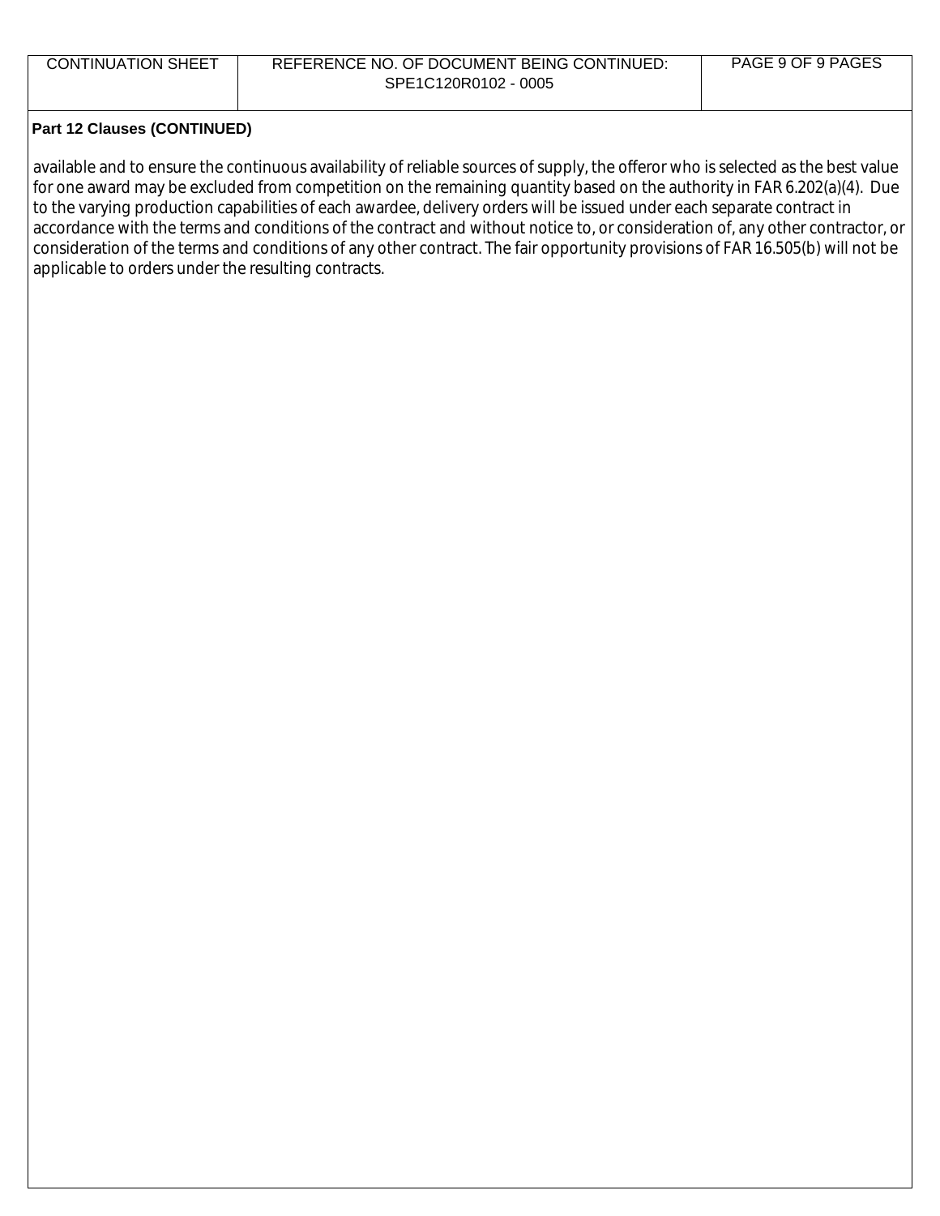**Part 12 Clauses (CONTINUED)**

available and to ensure the continuous availability of reliable sources of supply, the offeror who is selected as the best value for one award may be excluded from competition on the remaining quantity based on the authority in FAR 6.202(a)(4). Due to the varying production capabilities of each awardee, delivery orders will be issued under each separate contract in accordance with the terms and conditions of the contract and without notice to, or consideration of, any other contractor, or consideration of the terms and conditions of any other contract. The fair opportunity provisions of FAR 16.505(b) will not be applicable to orders under the resulting contracts.